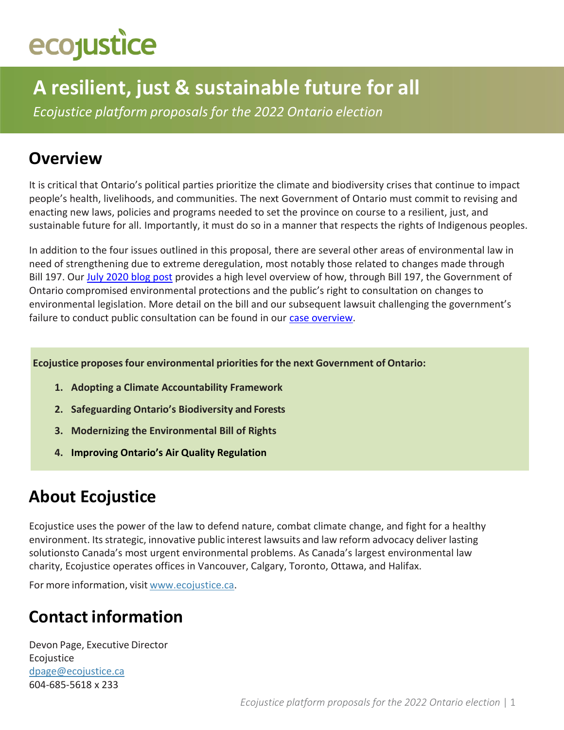ecojustice

# A resilient, just & sustainable future for all

*Ecojustice platform proposals for the 2022 Ontario election*

## Overview

It is critical that Ontario's political parties prioritize the climate and biodiversity crises that continue to impact people's health, livelihoods, and communities. The next Government of Ontario must commit to revising and enacting new laws, policies and programs needed to set the province on course to a resilient, just, and sustainable future for all. Importantly, it must do so in a manner that respects the rights of Indigenous peoples.

In addition to the four issues outlined in this proposal, there are several other areas of environmental law in need of strengthening due to extreme deregulation, most notably those related to changes made through Bill 197. Our July 2020 blog post provides a high level overview of how, through Bill 197, the Government of Ontario compromised environmental protections and the public's right to consultation on changes to environmental legislation. More detail on the bill and our subsequent lawsuit challenging the government's failure to conduct public consultation can be found in our case overview.

**Ecojustice proposes four environmental priorities for the next Government of Ontario:**

1. **Adopting a Climate Accountability Framework**
2. **Safeguarding Ontario's Biodiversity and Forests**
3. **Modernizing the Environmental Bill of Rights**
4. **Improving Ontario's Air Quality Regulation**

## About Ecojustice

Ecojustice uses the power of the law to defend nature, combat climate change, and fight for a healthy environment. Its strategic, innovative public interest lawsuits and law reform advocacy deliver lasting solutionsto Canada's most urgent environmental problems. As Canada's largest environmental law charity, Ecojustice operates offices in Vancouver, Calgary, Toronto, Ottawa, and Halifax.

For more information, visit www.ecojustice.ca.

## Contact information

Devon Page, Executive Director
Ecojustice
dpage@ecojustice.ca
604-685-5618 x 233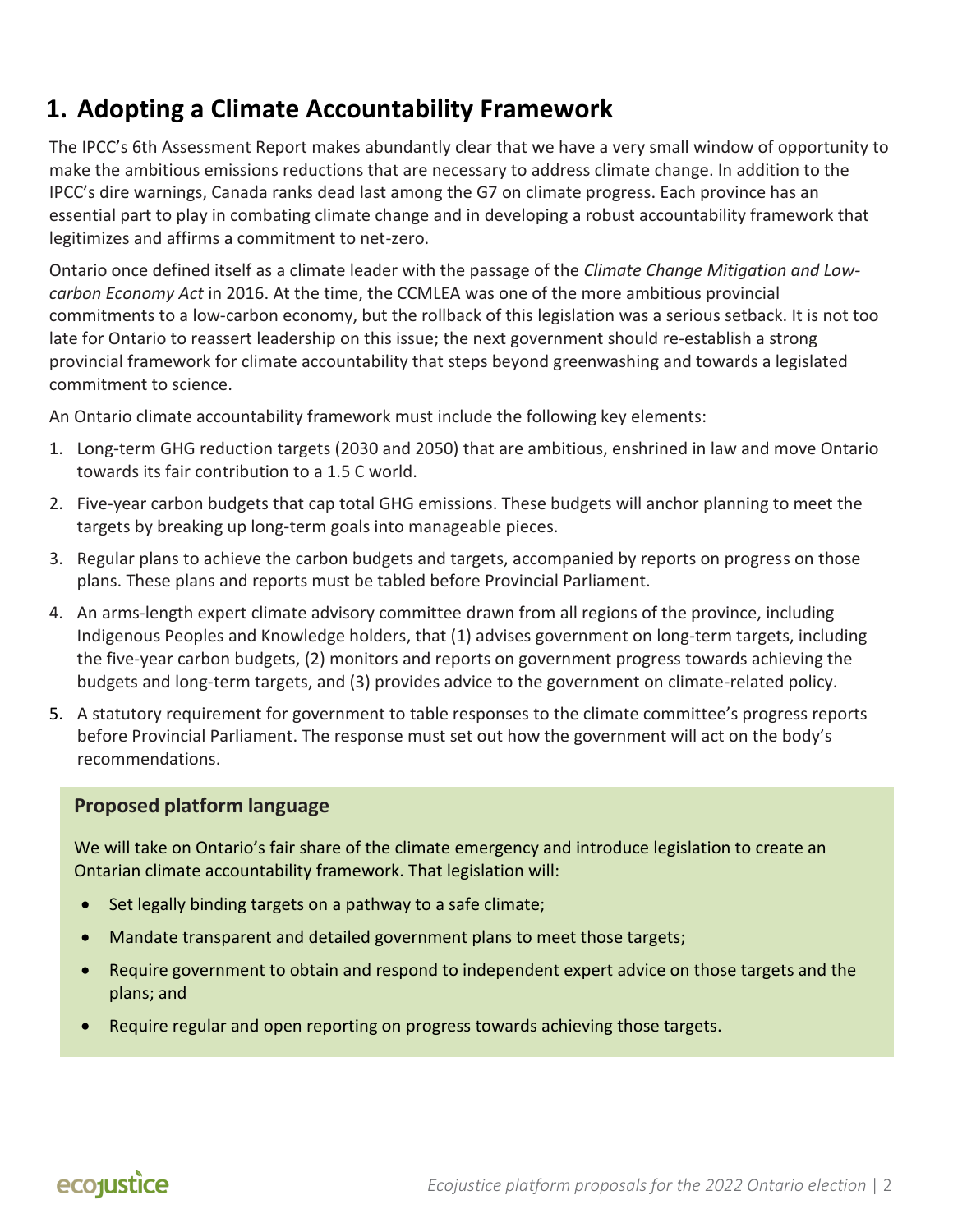## 1. Adopting a Climate Accountability Framework

The IPCC's 6th Assessment Report makes abundantly clear that we have a very small window of opportunity to make the ambitious emissions reductions that are necessary to address climate change. In addition to the IPCC's dire warnings, Canada ranks dead last among the G7 on climate progress. Each province has an essential part to play in combating climate change and in developing a robust accountability framework that legitimizes and affirms a commitment to net-zero.

Ontario once defined itself as a climate leader with the passage of the *Climate Change Mitigation and Low-carbon Economy Act* in 2016. At the time, the CCMLEA was one of the more ambitious provincial commitments to a low-carbon economy, but the rollback of this legislation was a serious setback. It is not too late for Ontario to reassert leadership on this issue; the next government should re-establish a strong provincial framework for climate accountability that steps beyond greenwashing and towards a legislated commitment to science.

An Ontario climate accountability framework must include the following key elements:

1. Long-term GHG reduction targets (2030 and 2050) that are ambitious, enshrined in law and move Ontario towards its fair contribution to a 1.5 C world.
2. Five-year carbon budgets that cap total GHG emissions. These budgets will anchor planning to meet the targets by breaking up long-term goals into manageable pieces.
3. Regular plans to achieve the carbon budgets and targets, accompanied by reports on progress on those plans. These plans and reports must be tabled before Provincial Parliament.
4. An arms-length expert climate advisory committee drawn from all regions of the province, including Indigenous Peoples and Knowledge holders, that (1) advises government on long-term targets, including the five-year carbon budgets, (2) monitors and reports on government progress towards achieving the budgets and long-term targets, and (3) provides advice to the government on climate-related policy.
5. A statutory requirement for government to table responses to the climate committee's progress reports before Provincial Parliament. The response must set out how the government will act on the body's recommendations.

### Proposed platform language

We will take on Ontario's fair share of the climate emergency and introduce legislation to create an Ontarian climate accountability framework. That legislation will:

- Set legally binding targets on a pathway to a safe climate;
- Mandate transparent and detailed government plans to meet those targets;
- Require government to obtain and respond to independent expert advice on those targets and the plans; and
- Require regular and open reporting on progress towards achieving those targets.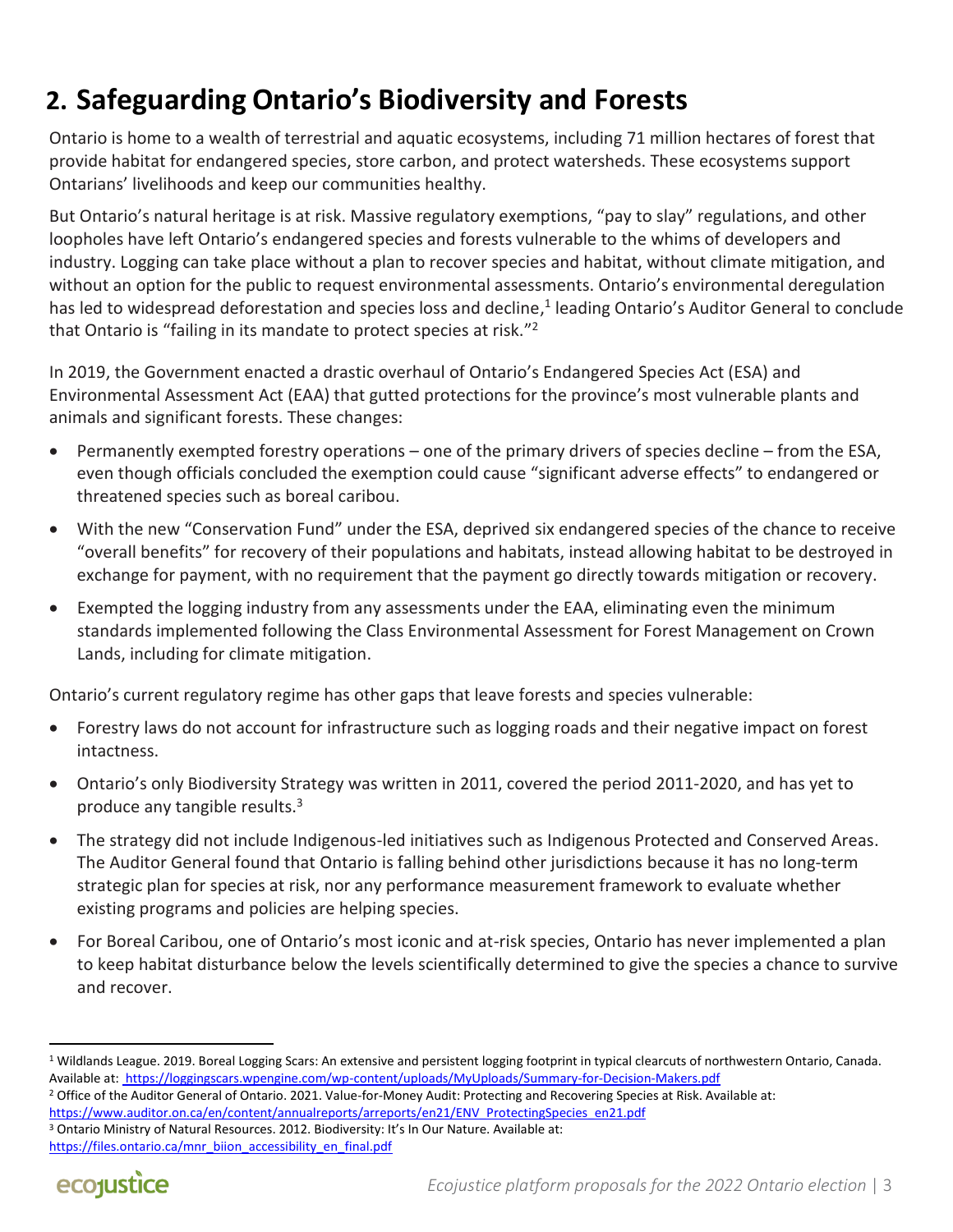## 2. Safeguarding Ontario's Biodiversity and Forests

Ontario is home to a wealth of terrestrial and aquatic ecosystems, including 71 million hectares of forest that provide habitat for endangered species, store carbon, and protect watersheds. These ecosystems support Ontarians' livelihoods and keep our communities healthy.

But Ontario's natural heritage is at risk. Massive regulatory exemptions, "pay to slay" regulations, and other loopholes have left Ontario's endangered species and forests vulnerable to the whims of developers and industry. Logging can take place without a plan to recover species and habitat, without climate mitigation, and without an option for the public to request environmental assessments. Ontario's environmental deregulation has led to widespread deforestation and species loss and decline,[1] leading Ontario's Auditor General to conclude that Ontario is "failing in its mandate to protect species at risk."[2]

In 2019, the Government enacted a drastic overhaul of Ontario's Endangered Species Act (ESA) and Environmental Assessment Act (EAA) that gutted protections for the province's most vulnerable plants and animals and significant forests. These changes:

- Permanently exempted forestry operations – one of the primary drivers of species decline – from the ESA, even though officials concluded the exemption could cause "significant adverse effects" to endangered or threatened species such as boreal caribou.
- With the new "Conservation Fund" under the ESA, deprived six endangered species of the chance to receive "overall benefits" for recovery of their populations and habitats, instead allowing habitat to be destroyed in exchange for payment, with no requirement that the payment go directly towards mitigation or recovery.
- Exempted the logging industry from any assessments under the EAA, eliminating even the minimum standards implemented following the Class Environmental Assessment for Forest Management on Crown Lands, including for climate mitigation.

Ontario's current regulatory regime has other gaps that leave forests and species vulnerable:

- Forestry laws do not account for infrastructure such as logging roads and their negative impact on forest intactness.
- Ontario's only Biodiversity Strategy was written in 2011, covered the period 2011-2020, and has yet to produce any tangible results.[3]
- The strategy did not include Indigenous-led initiatives such as Indigenous Protected and Conserved Areas. The Auditor General found that Ontario is falling behind other jurisdictions because it has no long-term strategic plan for species at risk, nor any performance measurement framework to evaluate whether existing programs and policies are helping species.
- For Boreal Caribou, one of Ontario's most iconic and at-risk species, Ontario has never implemented a plan to keep habitat disturbance below the levels scientifically determined to give the species a chance to survive and recover.

---

[1] Wildlands League. 2019. Boreal Logging Scars: An extensive and persistent logging footprint in typical clearcuts of northwestern Ontario, Canada. Available at: https://loggingscars.wpengine.com/wp-content/uploads/MyUploads/Summary-for-Decision-Makers.pdf

[2] Office of the Auditor General of Ontario. 2021. Value-for-Money Audit: Protecting and Recovering Species at Risk. Available at: https://www.auditor.on.ca/en/content/annualreports/arreports/en21/ENV_ProtectingSpecies_en21.pdf

[3] Ontario Ministry of Natural Resources. 2012. Biodiversity: It's In Our Nature. Available at: https://files.ontario.ca/mnr_biion_accessibility_en_final.pdf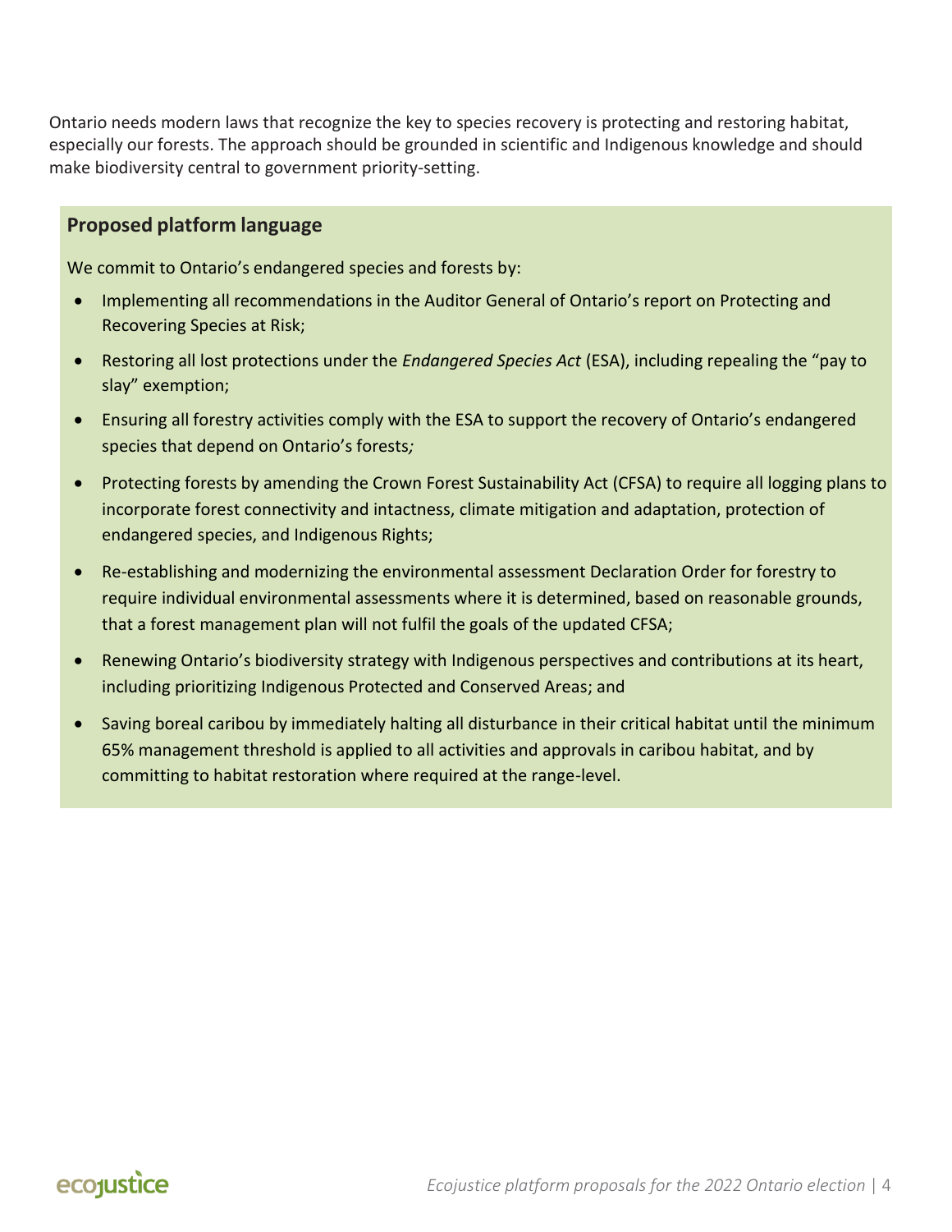Ontario needs modern laws that recognize the key to species recovery is protecting and restoring habitat, especially our forests. The approach should be grounded in scientific and Indigenous knowledge and should make biodiversity central to government priority-setting.

### Proposed platform language

We commit to Ontario's endangered species and forests by:

- Implementing all recommendations in the Auditor General of Ontario's report on Protecting and Recovering Species at Risk;
- Restoring all lost protections under the *Endangered Species Act* (ESA), including repealing the "pay to slay" exemption;
- Ensuring all forestry activities comply with the ESA to support the recovery of Ontario's endangered species that depend on Ontario's forests;
- Protecting forests by amending the Crown Forest Sustainability Act (CFSA) to require all logging plans to incorporate forest connectivity and intactness, climate mitigation and adaptation, protection of endangered species, and Indigenous Rights;
- Re-establishing and modernizing the environmental assessment Declaration Order for forestry to require individual environmental assessments where it is determined, based on reasonable grounds, that a forest management plan will not fulfil the goals of the updated CFSA;
- Renewing Ontario's biodiversity strategy with Indigenous perspectives and contributions at its heart, including prioritizing Indigenous Protected and Conserved Areas; and
- Saving boreal caribou by immediately halting all disturbance in their critical habitat until the minimum 65% management threshold is applied to all activities and approvals in caribou habitat, and by committing to habitat restoration where required at the range-level.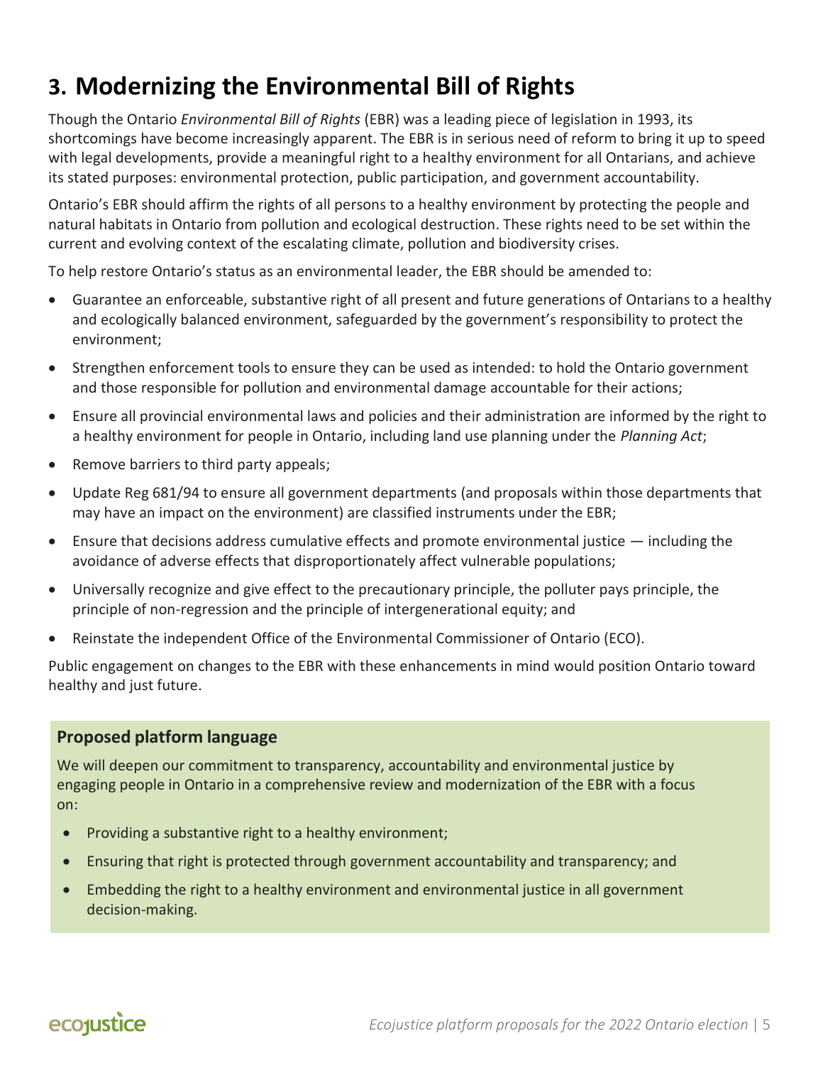# 3. Modernizing the Environmental Bill of Rights

Though the Ontario *Environmental Bill of Rights* (EBR) was a leading piece of legislation in 1993, its shortcomings have become increasingly apparent. The EBR is in serious need of reform to bring it up to speed with legal developments, provide a meaningful right to a healthy environment for all Ontarians, and achieve its stated purposes: environmental protection, public participation, and government accountability.

Ontario's EBR should affirm the rights of all persons to a healthy environment by protecting the people and natural habitats in Ontario from pollution and ecological destruction. These rights need to be set within the current and evolving context of the escalating climate, pollution and biodiversity crises.

To help restore Ontario's status as an environmental leader, the EBR should be amended to:

- Guarantee an enforceable, substantive right of all present and future generations of Ontarians to a healthy and ecologically balanced environment, safeguarded by the government's responsibility to protect the environment;
- Strengthen enforcement tools to ensure they can be used as intended: to hold the Ontario government and those responsible for pollution and environmental damage accountable for their actions;
- Ensure all provincial environmental laws and policies and their administration are informed by the right to a healthy environment for people in Ontario, including land use planning under the *Planning Act*;
- Remove barriers to third party appeals;
- Update Reg 681/94 to ensure all government departments (and proposals within those departments that may have an impact on the environment) are classified instruments under the EBR;
- Ensure that decisions address cumulative effects and promote environmental justice — including the avoidance of adverse effects that disproportionately affect vulnerable populations;
- Universally recognize and give effect to the precautionary principle, the polluter pays principle, the principle of non-regression and the principle of intergenerational equity; and
- Reinstate the independent Office of the Environmental Commissioner of Ontario (ECO).

Public engagement on changes to the EBR with these enhancements in mind would position Ontario toward healthy and just future.

**Proposed platform language**

We will deepen our commitment to transparency, accountability and environmental justice by engaging people in Ontario in a comprehensive review and modernization of the EBR with a focus on:

- Providing a substantive right to a healthy environment;
- Ensuring that right is protected through government accountability and transparency; and
- Embedding the right to a healthy environment and environmental justice in all government decision-making.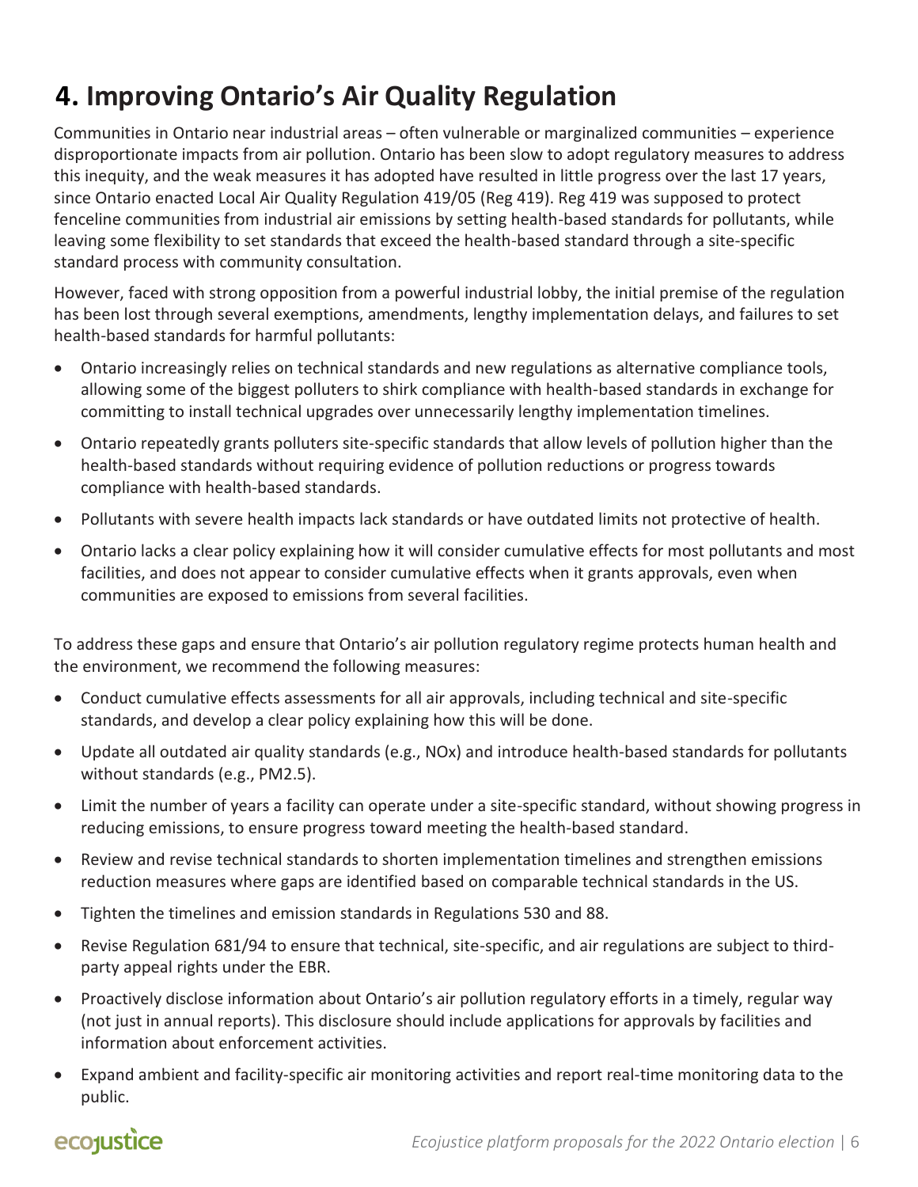## 4. Improving Ontario's Air Quality Regulation

Communities in Ontario near industrial areas – often vulnerable or marginalized communities – experience disproportionate impacts from air pollution. Ontario has been slow to adopt regulatory measures to address this inequity, and the weak measures it has adopted have resulted in little progress over the last 17 years, since Ontario enacted Local Air Quality Regulation 419/05 (Reg 419). Reg 419 was supposed to protect fenceline communities from industrial air emissions by setting health-based standards for pollutants, while leaving some flexibility to set standards that exceed the health-based standard through a site-specific standard process with community consultation.

However, faced with strong opposition from a powerful industrial lobby, the initial premise of the regulation has been lost through several exemptions, amendments, lengthy implementation delays, and failures to set health-based standards for harmful pollutants:

- Ontario increasingly relies on technical standards and new regulations as alternative compliance tools, allowing some of the biggest polluters to shirk compliance with health-based standards in exchange for committing to install technical upgrades over unnecessarily lengthy implementation timelines.
- Ontario repeatedly grants polluters site-specific standards that allow levels of pollution higher than the health-based standards without requiring evidence of pollution reductions or progress towards compliance with health-based standards.
- Pollutants with severe health impacts lack standards or have outdated limits not protective of health.
- Ontario lacks a clear policy explaining how it will consider cumulative effects for most pollutants and most facilities, and does not appear to consider cumulative effects when it grants approvals, even when communities are exposed to emissions from several facilities.

To address these gaps and ensure that Ontario's air pollution regulatory regime protects human health and the environment, we recommend the following measures:

- Conduct cumulative effects assessments for all air approvals, including technical and site-specific standards, and develop a clear policy explaining how this will be done.
- Update all outdated air quality standards (e.g., $NO_x$) and introduce health-based standards for pollutants without standards (e.g., $PM_{2.5}$).
- Limit the number of years a facility can operate under a site-specific standard, without showing progress in reducing emissions, to ensure progress toward meeting the health-based standard.
- Review and revise technical standards to shorten implementation timelines and strengthen emissions reduction measures where gaps are identified based on comparable technical standards in the US.
- Tighten the timelines and emission standards in Regulations 530 and 88.
- Revise Regulation 681/94 to ensure that technical, site-specific, and air regulations are subject to third-party appeal rights under the EBR.
- Proactively disclose information about Ontario's air pollution regulatory efforts in a timely, regular way (not just in annual reports). This disclosure should include applications for approvals by facilities and information about enforcement activities.
- Expand ambient and facility-specific air monitoring activities and report real-time monitoring data to the public.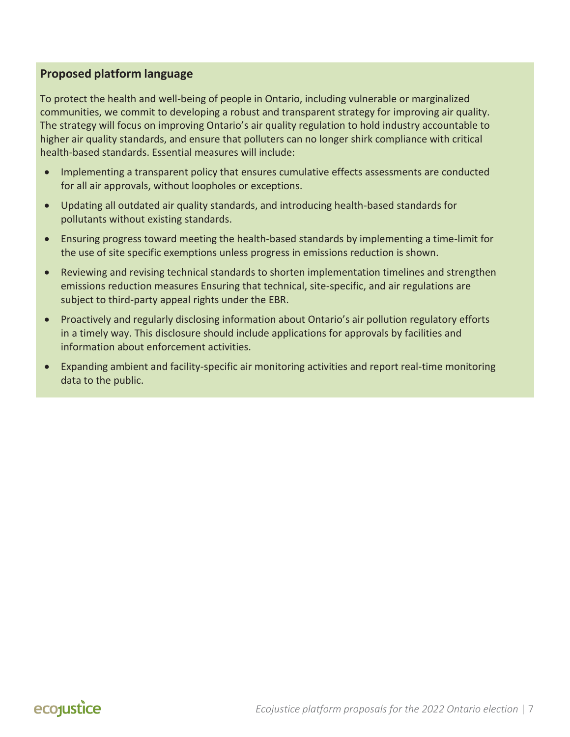**Proposed platform language**

To protect the health and well-being of people in Ontario, including vulnerable or marginalized communities, we commit to developing a robust and transparent strategy for improving air quality. The strategy will focus on improving Ontario's air quality regulation to hold industry accountable to higher air quality standards, and ensure that polluters can no longer shirk compliance with critical health-based standards. Essential measures will include:

- Implementing a transparent policy that ensures cumulative effects assessments are conducted for all air approvals, without loopholes or exceptions.
- Updating all outdated air quality standards, and introducing health-based standards for pollutants without existing standards.
- Ensuring progress toward meeting the health-based standards by implementing a time-limit for the use of site specific exemptions unless progress in emissions reduction is shown.
- Reviewing and revising technical standards to shorten implementation timelines and strengthen emissions reduction measures Ensuring that technical, site-specific, and air regulations are subject to third-party appeal rights under the EBR.
- Proactively and regularly disclosing information about Ontario's air pollution regulatory efforts in a timely way. This disclosure should include applications for approvals by facilities and information about enforcement activities.
- Expanding ambient and facility-specific air monitoring activities and report real-time monitoring data to the public.